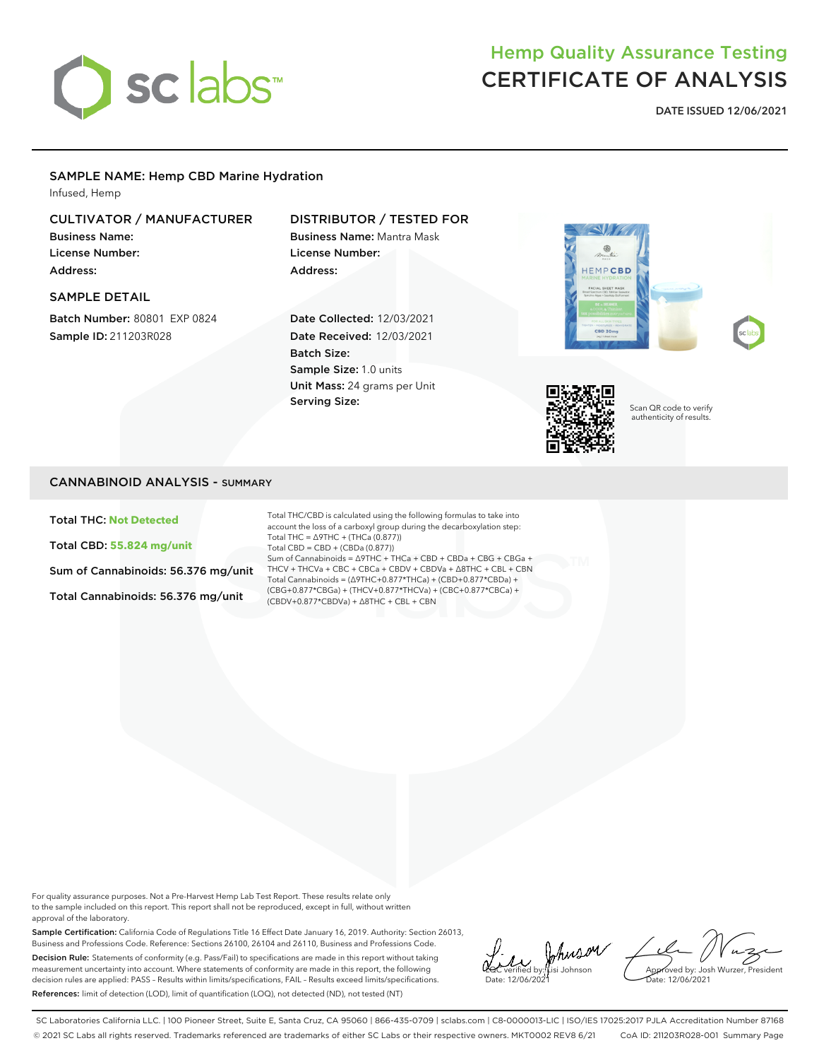# Hemp Quality Assurance Testing
# CERTIFICATE OF ANALYSIS

**DATE ISSUED 12/06/2021**

## SAMPLE NAME: Hemp CBD Marine Hydration

Infused, Hemp

### CULTIVATOR / MANUFACTURER

**Business Name:**
**License Number:**
**Address:**

### DISTRIBUTOR / TESTED FOR

**Business Name:** Mantra Mask
**License Number:**
**Address:**

### SAMPLE DETAIL

**Batch Number:** 80801 EXP 0824
**Sample ID:** 211203R028

**Date Collected:** 12/03/2021
**Date Received:** 12/03/2021
**Batch Size:**
**Sample Size:** 1.0 units
**Unit Mass:** 24 grams per Unit
**Serving Size:**

Scan QR code to verify authenticity of results.

## CANNABINOID ANALYSIS - SUMMARY

**Total THC: Not Detected**

**Total CBD: 55.824 mg/unit**

**Sum of Cannabinoids: 56.376 mg/unit**

**Total Cannabinoids: 56.376 mg/unit**

Total THC/CBD is calculated using the following formulas to take into account the loss of a carboxyl group during the decarboxylation step:
Total THC = Δ9THC + (THCa (0.877))
Total CBD = CBD + (CBDa (0.877))
Sum of Cannabinoids = Δ9THC + THCa + CBD + CBDa + CBG + CBGa + THCV + THCVa + CBC + CBCa + CBDV + CBDVa + Δ8THC + CBL + CBN
Total Cannabinoids = (Δ9THC+0.877*THCa) + (CBD+0.877*CBDa) + (CBG+0.877*CBGa) + (THCV+0.877*THCVa) + (CBC+0.877*CBCa) + (CBDV+0.877*CBDVa) + Δ8THC + CBL + CBN

For quality assurance purposes. Not a Pre-Harvest Hemp Lab Test Report. These results relate only to the sample included on this report. This report shall not be reproduced, except in full, without written approval of the laboratory.

**Sample Certification:** California Code of Regulations Title 16 Effect Date January 16, 2019. Authority: Section 26013, Business and Professions Code. Reference: Sections 26100, 26104 and 26110, Business and Professions Code.

**Decision Rule:** Statements of conformity (e.g. Pass/Fail) to specifications are made in this report without taking measurement uncertainty into account. Where statements of conformity are made in this report, the following decision rules are applied: PASS – Results within limits/specifications, FAIL – Results exceed limits/specifications.

**References:** limit of detection (LOD), limit of quantification (LOQ), not detected (ND), not tested (NT)

LQC verified by: Lisi Johnson
Date: 12/06/2021

Approved by: Josh Wurzer, President
Date: 12/06/2021

SC Laboratories California LLC. | 100 Pioneer Street, Suite E, Santa Cruz, CA 95060 | 866-435-0709 | sclabs.com | C8-0000013-LIC | ISO/IES 17025:2017 PJLA Accreditation Number 87168
© 2021 SC Labs all rights reserved. Trademarks referenced are trademarks of either SC Labs or their respective owners. MKT0002 REV8 6/21 CoA ID: 211203R028-001 Summary Page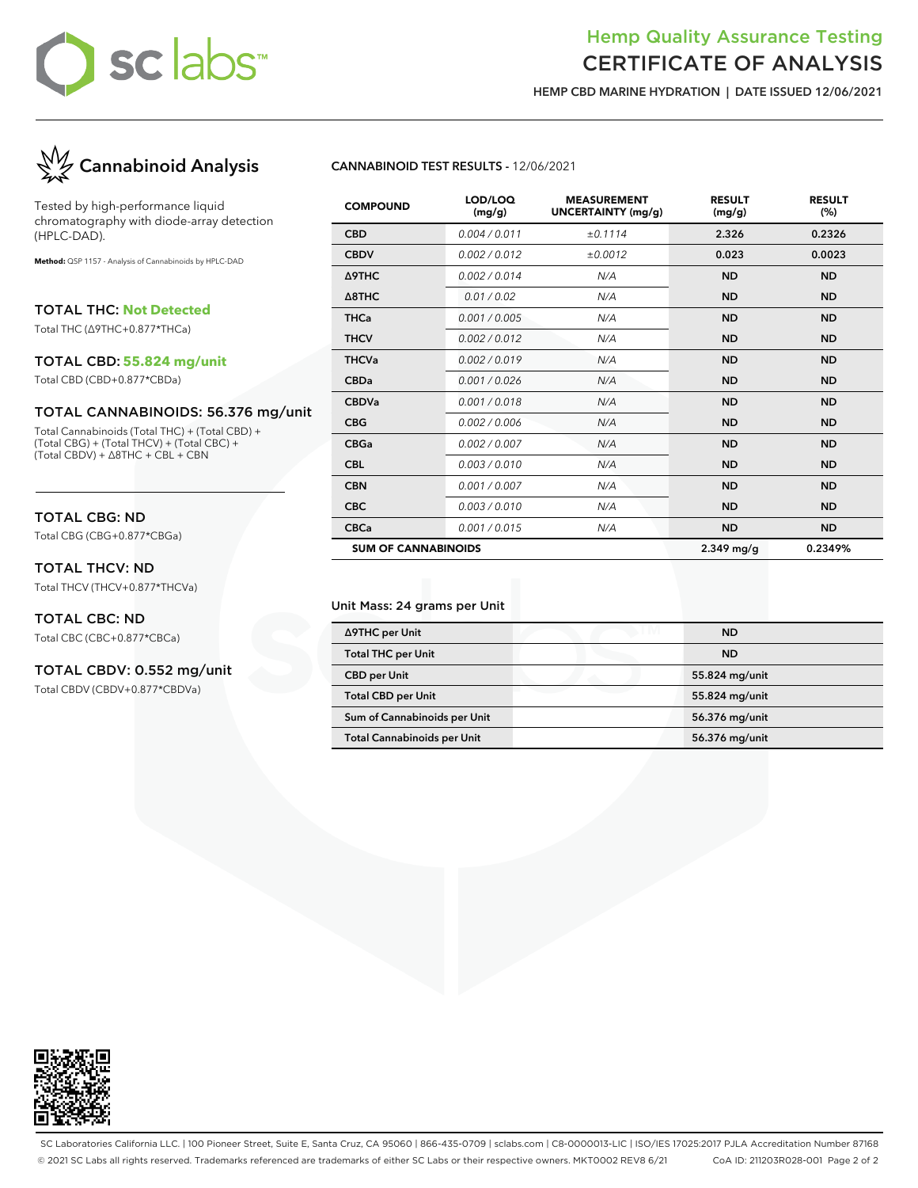# Hemp Quality Assurance Testing
# CERTIFICATE OF ANALYSIS

**HEMP CBD MARINE HYDRATION | DATE ISSUED 12/06/2021**

## Cannabinoid Analysis

Tested by high-performance liquid chromatography with diode-array detection (HPLC-DAD).

**Method:** QSP 1157 - Analysis of Cannabinoids by HPLC-DAD

### TOTAL THC: Not Detected

Total THC (Δ9THC+0.877*THCa)

### TOTAL CBD: 55.824 mg/unit

Total CBD (CBD+0.877*CBDa)

### TOTAL CANNABINOIDS: 56.376 mg/unit

Total Cannabinoids (Total THC) + (Total CBD) + (Total CBG) + (Total THCV) + (Total CBC) + (Total CBDV) + Δ8THC + CBL + CBN

### TOTAL CBG: ND

Total CBG (CBG+0.877*CBGa)

### TOTAL THCV: ND

Total THCV (THCV+0.877*THCVa)

### TOTAL CBC: ND

Total CBC (CBC+0.877*CBCa)

### TOTAL CBDV: 0.552 mg/unit

Total CBDV (CBDV+0.877*CBDVa)

**CANNABINOID TEST RESULTS** - 12/06/2021

| COMPOUND | LOD/LOQ (mg/g) | MEASUREMENT UNCERTAINTY (mg/g) | RESULT (mg/g) | RESULT (%) |
|---|---|---|---|---|
| CBD | 0.004 / 0.011 | ±0.1114 | 2.326 | 0.2326 |
| CBDV | 0.002 / 0.012 | ±0.0012 | 0.023 | 0.0023 |
| Δ9THC | 0.002 / 0.014 | N/A | ND | ND |
| Δ8THC | 0.01 / 0.02 | N/A | ND | ND |
| THCa | 0.001 / 0.005 | N/A | ND | ND |
| THCV | 0.002 / 0.012 | N/A | ND | ND |
| THCVa | 0.002 / 0.019 | N/A | ND | ND |
| CBDa | 0.001 / 0.026 | N/A | ND | ND |
| CBDVa | 0.001 / 0.018 | N/A | ND | ND |
| CBG | 0.002 / 0.006 | N/A | ND | ND |
| CBGa | 0.002 / 0.007 | N/A | ND | ND |
| CBL | 0.003 / 0.010 | N/A | ND | ND |
| CBN | 0.001 / 0.007 | N/A | ND | ND |
| CBC | 0.003 / 0.010 | N/A | ND | ND |
| CBCa | 0.001 / 0.015 | N/A | ND | ND |
| **SUM OF CANNABINOIDS** | | | 2.349 mg/g | 0.2349% |

Unit Mass: 24 grams per Unit

| | |
|---|---|
| Δ9THC per Unit | ND |
| Total THC per Unit | ND |
| CBD per Unit | 55.824 mg/unit |
| Total CBD per Unit | 55.824 mg/unit |
| Sum of Cannabinoids per Unit | 56.376 mg/unit |
| Total Cannabinoids per Unit | 56.376 mg/unit |

SC Laboratories California LLC. | 100 Pioneer Street, Suite E, Santa Cruz, CA 95060 | 866-435-0709 | sclabs.com | C8-0000013-LIC | ISO/IES 17025:2017 PJLA Accreditation Number 87168
© 2021 SC Labs all rights reserved. Trademarks referenced are trademarks of either SC Labs or their respective owners. MKT0002 REV8 6/21 CoA ID: 211203R028-001